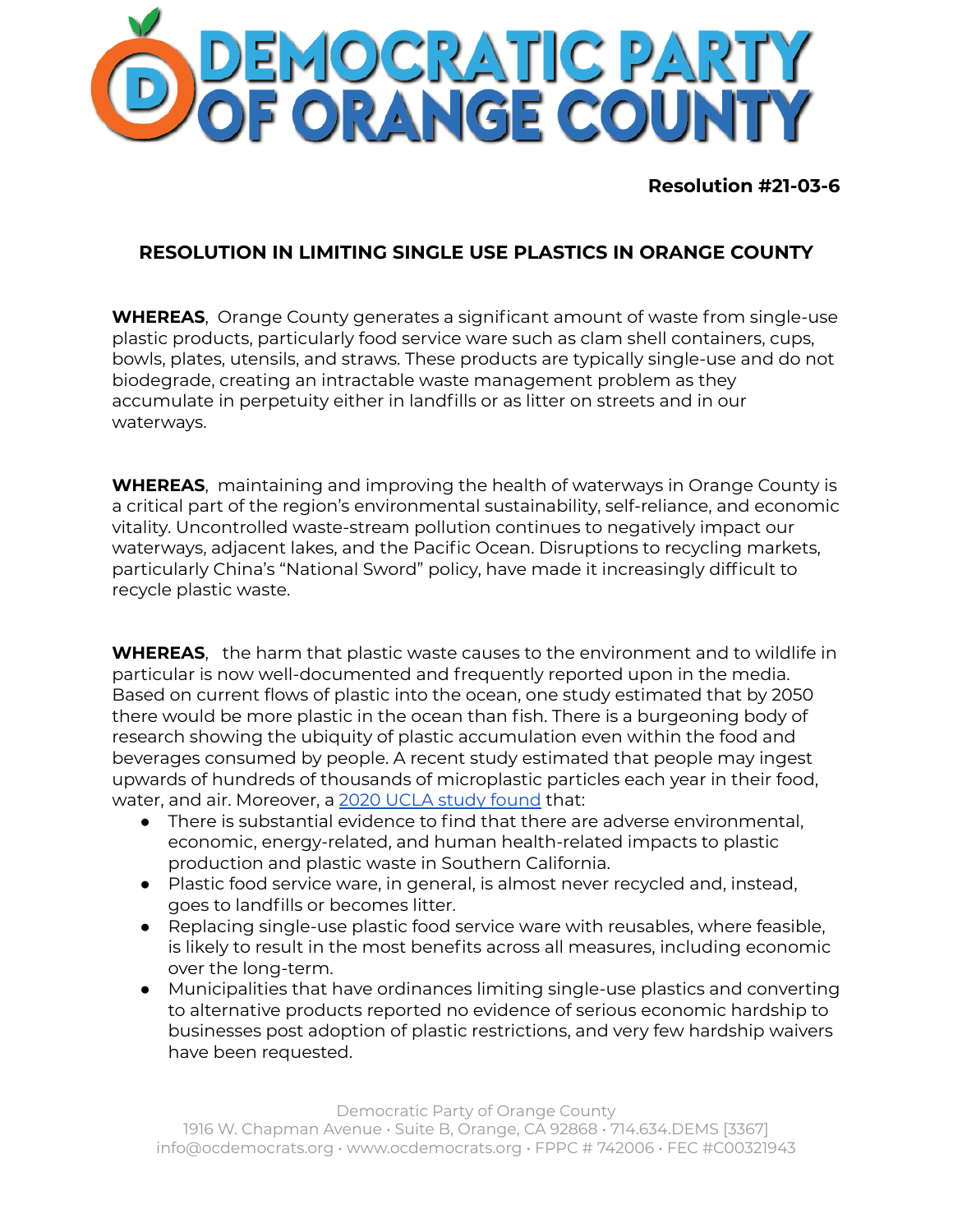# DEMOCRATIC PARTY OF ORANGE COUNTY

**Resolution #21-03-6**

## RESOLUTION IN LIMITING SINGLE USE PLASTICS IN ORANGE COUNTY

**WHEREAS**, Orange County generates a significant amount of waste from single-use plastic products, particularly food service ware such as clam shell containers, cups, bowls, plates, utensils, and straws. These products are typically single-use and do not biodegrade, creating an intractable waste management problem as they accumulate in perpetuity either in landfills or as litter on streets and in our waterways.

**WHEREAS**, maintaining and improving the health of waterways in Orange County is a critical part of the region's environmental sustainability, self-reliance, and economic vitality. Uncontrolled waste-stream pollution continues to negatively impact our waterways, adjacent lakes, and the Pacific Ocean. Disruptions to recycling markets, particularly China's "National Sword" policy, have made it increasingly difficult to recycle plastic waste.

**WHEREAS**, the harm that plastic waste causes to the environment and to wildlife in particular is now well-documented and frequently reported upon in the media. Based on current flows of plastic into the ocean, one study estimated that by 2050 there would be more plastic in the ocean than fish. There is a burgeoning body of research showing the ubiquity of plastic accumulation even within the food and beverages consumed by people. A recent study estimated that people may ingest upwards of hundreds of thousands of microplastic particles each year in their food, water, and air. Moreover, a 2020 UCLA study found that:

- There is substantial evidence to find that there are adverse environmental, economic, energy-related, and human health-related impacts to plastic production and plastic waste in Southern California.
- Plastic food service ware, in general, is almost never recycled and, instead, goes to landfills or becomes litter.
- Replacing single-use plastic food service ware with reusables, where feasible, is likely to result in the most benefits across all measures, including economic over the long-term.
- Municipalities that have ordinances limiting single-use plastics and converting to alternative products reported no evidence of serious economic hardship to businesses post adoption of plastic restrictions, and very few hardship waivers have been requested.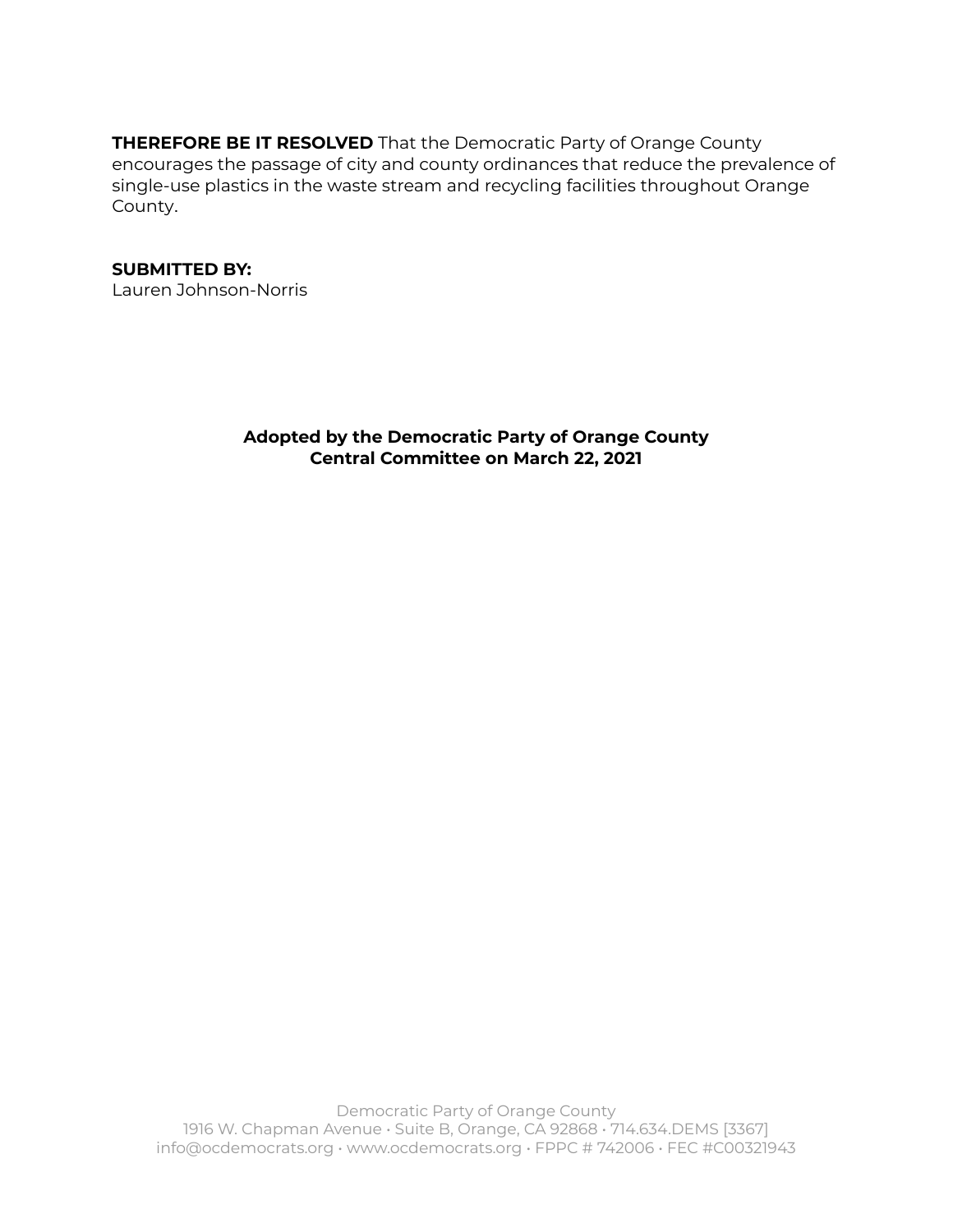**THEREFORE BE IT RESOLVED** That the Democratic Party of Orange County encourages the passage of city and county ordinances that reduce the prevalence of single-use plastics in the waste stream and recycling facilities throughout Orange County.

**SUBMITTED BY:**
Lauren Johnson-Norris

**Adopted by the Democratic Party of Orange County Central Committee on March 22, 2021**